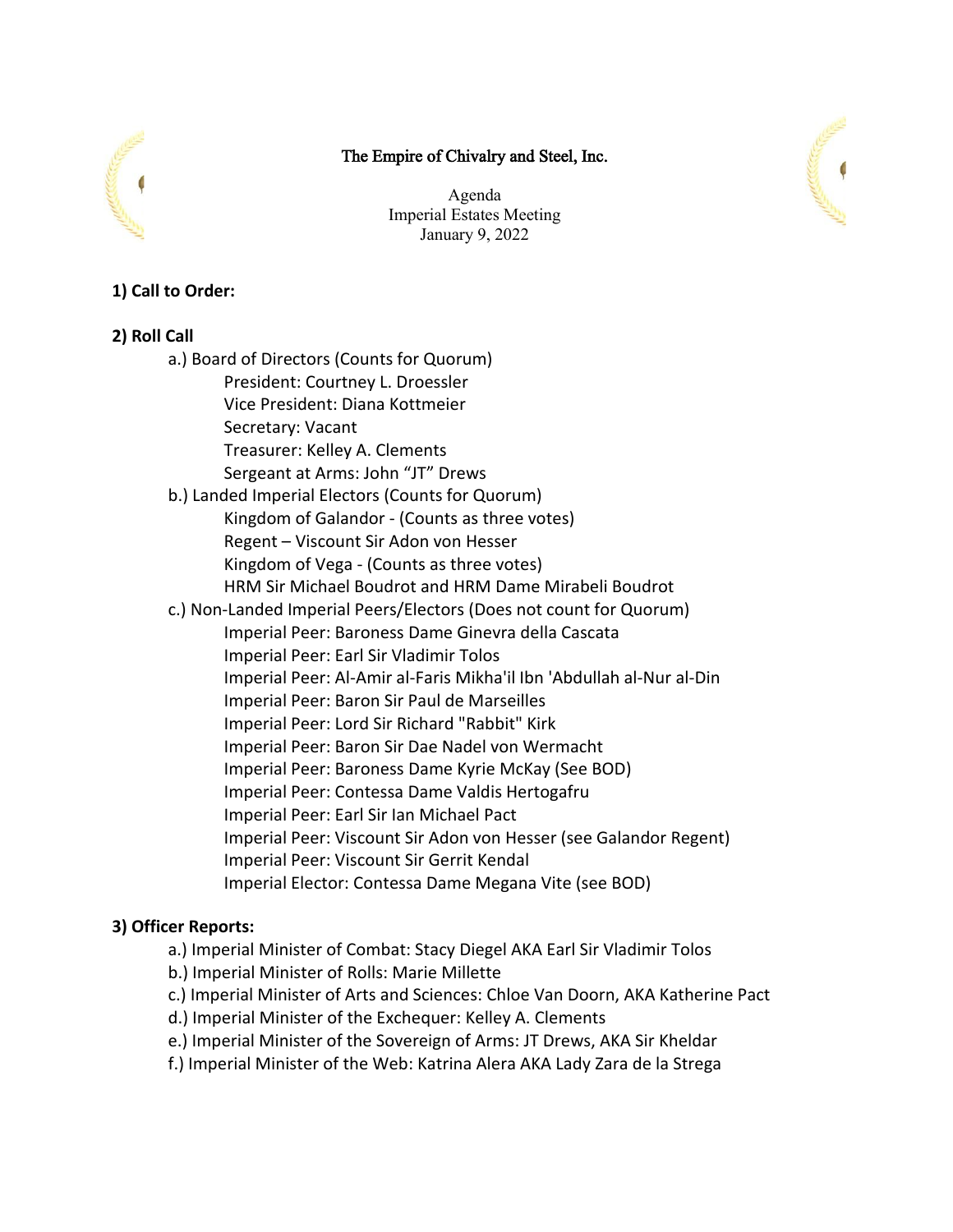# The Empire of Chivalry and Steel, Inc.

Agenda
Imperial Estates Meeting
January 9, 2022

**1) Call to Order:**

**2) Roll Call**

- a.) Board of Directors (Counts for Quorum)
  - President: Courtney L. Droessler
  - Vice President: Diana Kottmeier
  - Secretary: Vacant
  - Treasurer: Kelley A. Clements
  - Sergeant at Arms: John "JT" Drews
- b.) Landed Imperial Electors (Counts for Quorum)
  - Kingdom of Galandor - (Counts as three votes)
  - Regent – Viscount Sir Adon von Hesser
  - Kingdom of Vega - (Counts as three votes)
  - HRM Sir Michael Boudrot and HRM Dame Mirabeli Boudrot
- c.) Non-Landed Imperial Peers/Electors (Does not count for Quorum)
  - Imperial Peer: Baroness Dame Ginevra della Cascata
  - Imperial Peer: Earl Sir Vladimir Tolos
  - Imperial Peer: Al-Amir al-Faris Mikha'il Ibn 'Abdullah al-Nur al-Din
  - Imperial Peer: Baron Sir Paul de Marseilles
  - Imperial Peer: Lord Sir Richard "Rabbit" Kirk
  - Imperial Peer: Baron Sir Dae Nadel von Wermacht
  - Imperial Peer: Baroness Dame Kyrie McKay (See BOD)
  - Imperial Peer: Contessa Dame Valdis Hertogafru
  - Imperial Peer: Earl Sir Ian Michael Pact
  - Imperial Peer: Viscount Sir Adon von Hesser (see Galandor Regent)
  - Imperial Peer: Viscount Sir Gerrit Kendal
  - Imperial Elector: Contessa Dame Megana Vite (see BOD)

**3) Officer Reports:**

- a.) Imperial Minister of Combat: Stacy Diegel AKA Earl Sir Vladimir Tolos
- b.) Imperial Minister of Rolls: Marie Millette
- c.) Imperial Minister of Arts and Sciences: Chloe Van Doorn, AKA Katherine Pact
- d.) Imperial Minister of the Exchequer: Kelley A. Clements
- e.) Imperial Minister of the Sovereign of Arms: JT Drews, AKA Sir Kheldar
- f.) Imperial Minister of the Web: Katrina Alera AKA Lady Zara de la Strega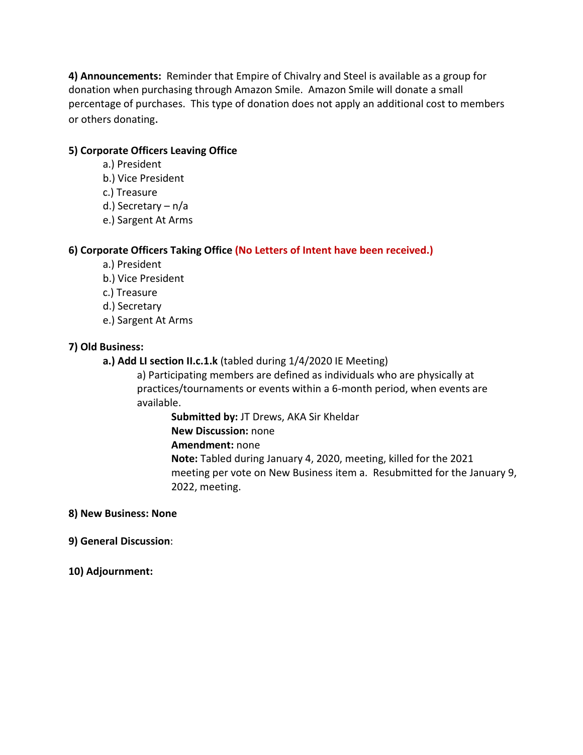**4) Announcements:** Reminder that Empire of Chivalry and Steel is available as a group for donation when purchasing through Amazon Smile. Amazon Smile will donate a small percentage of purchases. This type of donation does not apply an additional cost to members or others donating.

**5) Corporate Officers Leaving Office**

a.) President
b.) Vice President
c.) Treasure
d.) Secretary – n/a
e.) Sargent At Arms

**6) Corporate Officers Taking Office (No Letters of Intent have been received.)**

a.) President
b.) Vice President
c.) Treasure
d.) Secretary
e.) Sargent At Arms

**7) Old Business:**

**a.) Add LI section II.c.1.k** (tabled during 1/4/2020 IE Meeting)

a) Participating members are defined as individuals who are physically at practices/tournaments or events within a 6-month period, when events are available.

**Submitted by:** JT Drews, AKA Sir Kheldar
**New Discussion:** none
**Amendment:** none
**Note:** Tabled during January 4, 2020, meeting, killed for the 2021 meeting per vote on New Business item a. Resubmitted for the January 9, 2022, meeting.

**8) New Business: None**

**9) General Discussion**:

**10) Adjournment:**